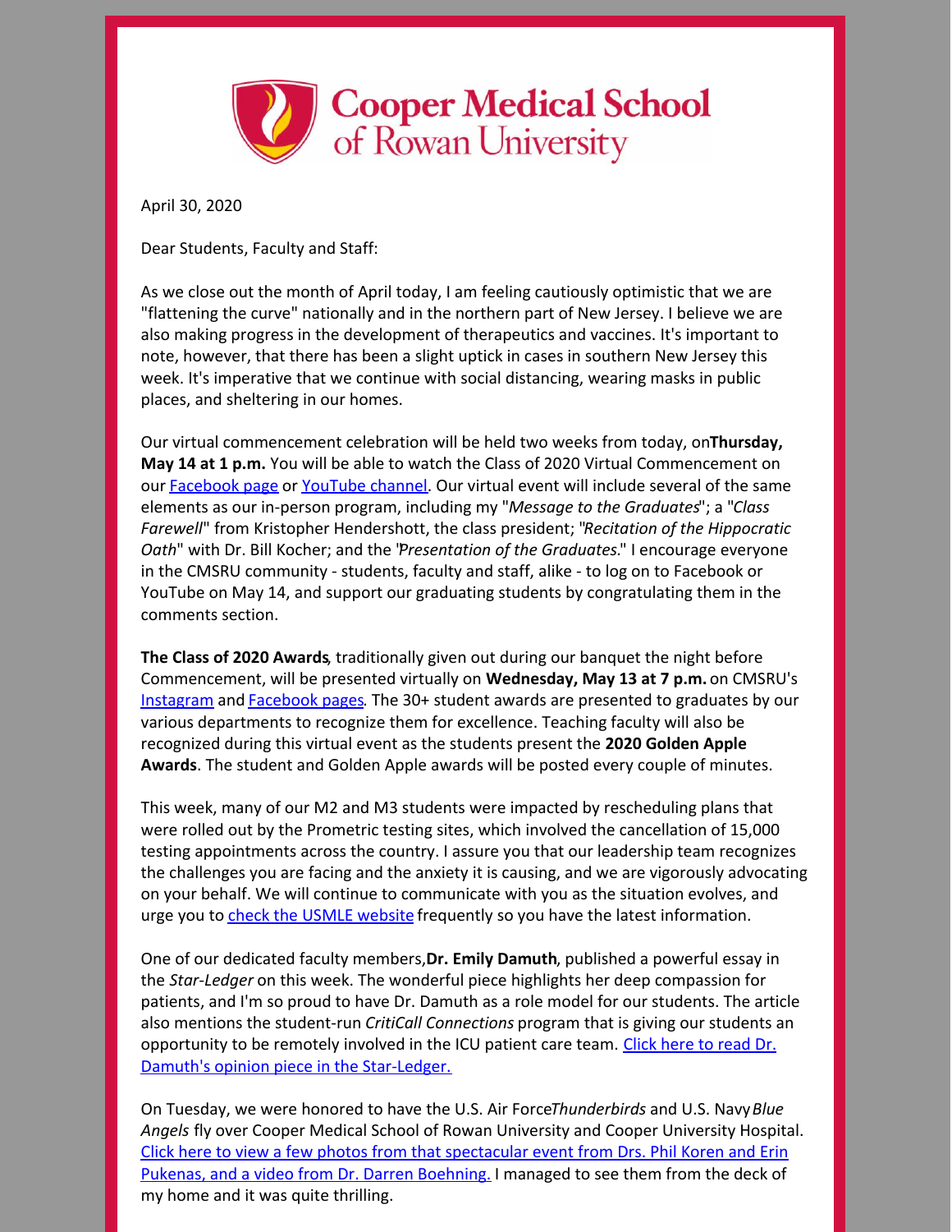Cooper Medical School of Rowan University

April 30, 2020

Dear Students, Faculty and Staff:

As we close out the month of April today, I am feeling cautiously optimistic that we are "flattening the curve" nationally and in the northern part of New Jersey. I believe we are also making progress in the development of therapeutics and vaccines. It's important to note, however, that there has been a slight uptick in cases in southern New Jersey this week. It's imperative that we continue with social distancing, wearing masks in public places, and sheltering in our homes.

Our virtual commencement celebration will be held two weeks from today, on **Thursday, May 14 at 1 p.m.** You will be able to watch the Class of 2020 Virtual Commencement on our [Facebook page] or [YouTube channel]. Our virtual event will include several of the same elements as our in-person program, including my "*Message to the Graduates*"; a "*Class Farewell*" from Kristopher Hendershott, the class president; "*Recitation of the Hippocratic Oath*" with Dr. Bill Kocher; and the "*Presentation of the Graduates*." I encourage everyone in the CMSRU community - students, faculty and staff, alike - to log on to Facebook or YouTube on May 14, and support our graduating students by congratulating them in the comments section.

**The Class of 2020 Awards**, traditionally given out during our banquet the night before Commencement, will be presented virtually on **Wednesday, May 13 at 7 p.m.** on CMSRU's [Instagram] and [Facebook pages]. The 30+ student awards are presented to graduates by our various departments to recognize them for excellence. Teaching faculty will also be recognized during this virtual event as the students present the **2020 Golden Apple Awards**. The student and Golden Apple awards will be posted every couple of minutes.

This week, many of our M2 and M3 students were impacted by rescheduling plans that were rolled out by the Prometric testing sites, which involved the cancellation of 15,000 testing appointments across the country. I assure you that our leadership team recognizes the challenges you are facing and the anxiety it is causing, and we are vigorously advocating on your behalf. We will continue to communicate with you as the situation evolves, and urge you to [check the USMLE website] frequently so you have the latest information.

One of our dedicated faculty members, **Dr. Emily Damuth**, published a powerful essay in the *Star-Ledger* on this week. The wonderful piece highlights her deep compassion for patients, and I'm so proud to have Dr. Damuth as a role model for our students. The article also mentions the student-run *CritiCall Connections* program that is giving our students an opportunity to be remotely involved in the ICU patient care team. [Click here to read Dr. Damuth's opinion piece in the Star-Ledger.]

On Tuesday, we were honored to have the U.S. Air Force *Thunderbirds* and U.S. Navy *Blue Angels* fly over Cooper Medical School of Rowan University and Cooper University Hospital. [Click here to view a few photos from that spectacular event from Drs. Phil Koren and Erin Pukenas, and a video from Dr. Darren Boehning.] I managed to see them from the deck of my home and it was quite thrilling.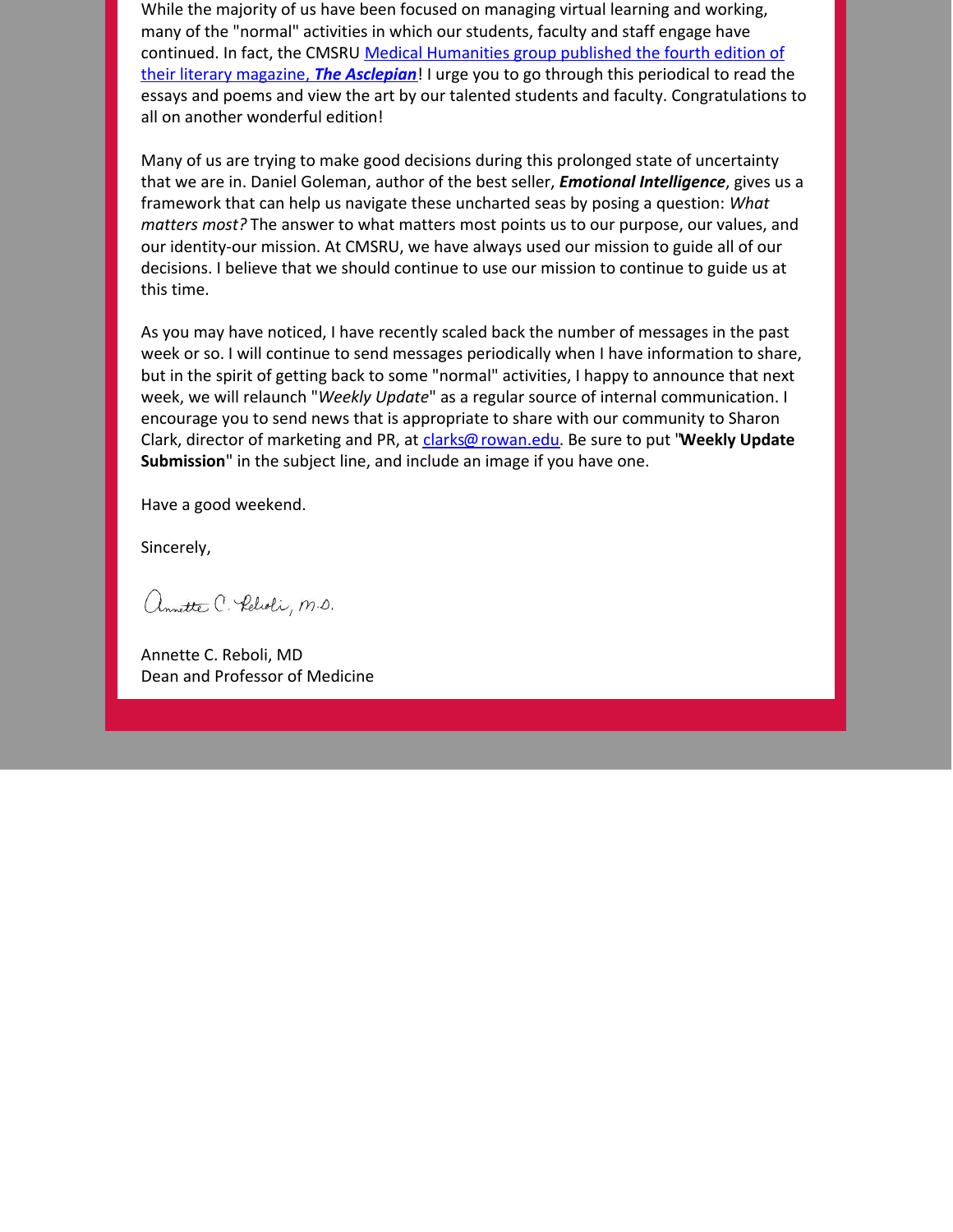While the majority of us have been focused on managing virtual learning and working, many of the "normal" activities in which our students, faculty and staff engage have continued. In fact, the CMSRU [Medical Humanities group published the fourth edition of their literary magazine, ***The Asclepian***]! I urge you to go through this periodical to read the essays and poems and view the art by our talented students and faculty. Congratulations to all on another wonderful edition!

Many of us are trying to make good decisions during this prolonged state of uncertainty that we are in. Daniel Goleman, author of the best seller, ***Emotional Intelligence***, gives us a framework that can help us navigate these uncharted seas by posing a question: *What matters most?* The answer to what matters most points us to our purpose, our values, and our identity-our mission. At CMSRU, we have always used our mission to guide all of our decisions. I believe that we should continue to use our mission to continue to guide us at this time.

As you may have noticed, I have recently scaled back the number of messages in the past week or so. I will continue to send messages periodically when I have information to share, but in the spirit of getting back to some "normal" activities, I happy to announce that next week, we will relaunch "*Weekly Update*" as a regular source of internal communication. I encourage you to send news that is appropriate to share with our community to Sharon Clark, director of marketing and PR, at clarks@rowan.edu. Be sure to put "**Weekly Update Submission**" in the subject line, and include an image if you have one.

Have a good weekend.

Sincerely,

Annette C. Reboli, M.D.

Annette C. Reboli, MD
Dean and Professor of Medicine